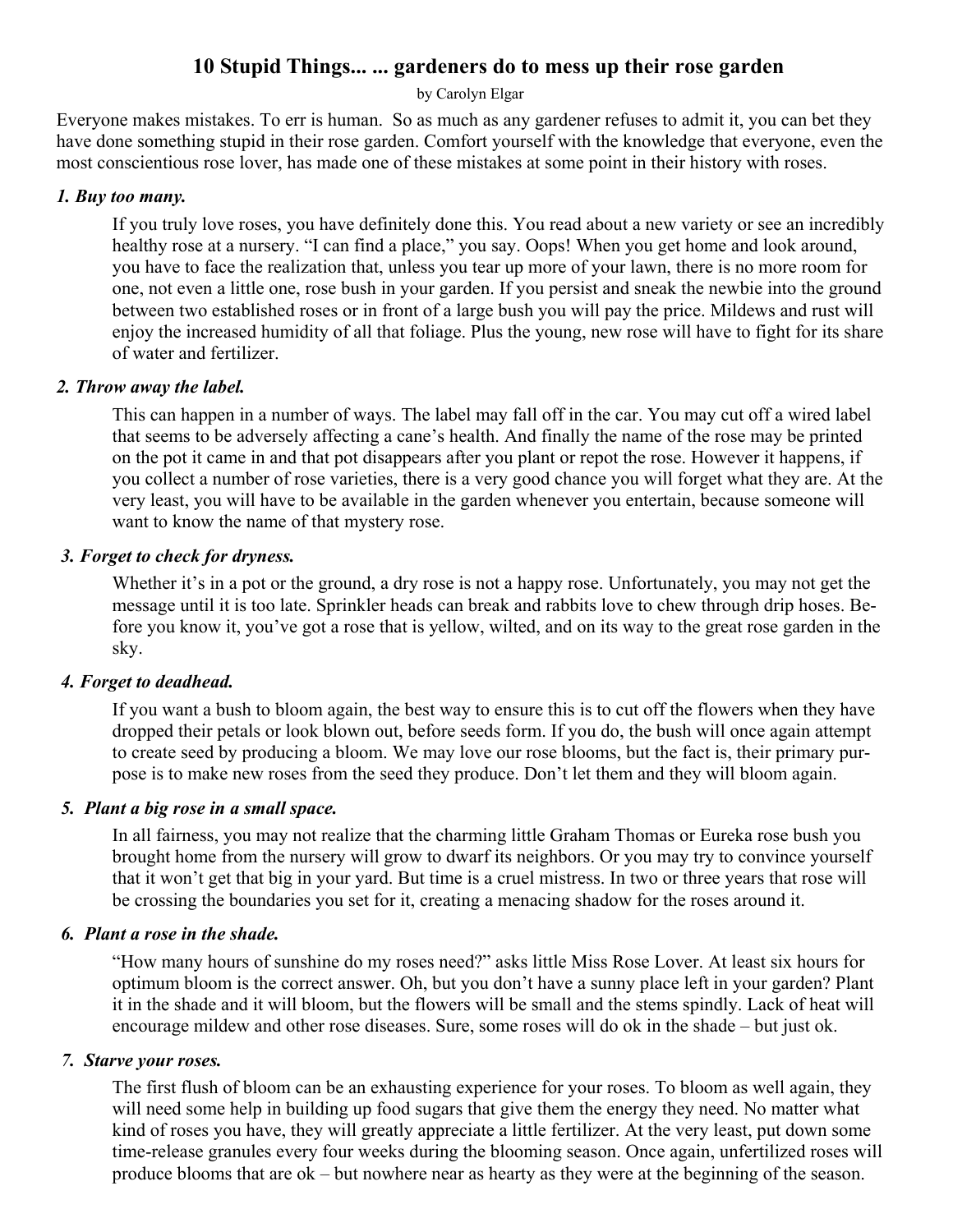# 10 Stupid Things... ... gardeners do to mess up their rose garden

by Carolyn Elgar

Everyone makes mistakes. To err is human. So as much as any gardener refuses to admit it, you can bet they have done something stupid in their rose garden. Comfort yourself with the knowledge that everyone, even the most conscientious rose lover, has made one of these mistakes at some point in their history with roses.

### *1. Buy too many.*

If you truly love roses, you have definitely done this. You read about a new variety or see an incredibly healthy rose at a nursery. "I can find a place," you say. Oops! When you get home and look around, you have to face the realization that, unless you tear up more of your lawn, there is no more room for one, not even a little one, rose bush in your garden. If you persist and sneak the newbie into the ground between two established roses or in front of a large bush you will pay the price. Mildews and rust will enjoy the increased humidity of all that foliage. Plus the young, new rose will have to fight for its share of water and fertilizer.

### *2. Throw away the label.*

This can happen in a number of ways. The label may fall off in the car. You may cut off a wired label that seems to be adversely affecting a cane's health. And finally the name of the rose may be printed on the pot it came in and that pot disappears after you plant or repot the rose. However it happens, if you collect a number of rose varieties, there is a very good chance you will forget what they are. At the very least, you will have to be available in the garden whenever you entertain, because someone will want to know the name of that mystery rose.

### *3. Forget to check for dryness.*

Whether it's in a pot or the ground, a dry rose is not a happy rose. Unfortunately, you may not get the message until it is too late. Sprinkler heads can break and rabbits love to chew through drip hoses. Before you know it, you've got a rose that is yellow, wilted, and on its way to the great rose garden in the sky.

### *4. Forget to deadhead.*

If you want a bush to bloom again, the best way to ensure this is to cut off the flowers when they have dropped their petals or look blown out, before seeds form. If you do, the bush will once again attempt to create seed by producing a bloom. We may love our rose blooms, but the fact is, their primary purpose is to make new roses from the seed they produce. Don't let them and they will bloom again.

### *5. Plant a big rose in a small space.*

In all fairness, you may not realize that the charming little Graham Thomas or Eureka rose bush you brought home from the nursery will grow to dwarf its neighbors. Or you may try to convince yourself that it won't get that big in your yard. But time is a cruel mistress. In two or three years that rose will be crossing the boundaries you set for it, creating a menacing shadow for the roses around it.

### *6. Plant a rose in the shade.*

"How many hours of sunshine do my roses need?" asks little Miss Rose Lover. At least six hours for optimum bloom is the correct answer. Oh, but you don't have a sunny place left in your garden? Plant it in the shade and it will bloom, but the flowers will be small and the stems spindly. Lack of heat will encourage mildew and other rose diseases. Sure, some roses will do ok in the shade – but just ok.

### *7. Starve your roses.*

The first flush of bloom can be an exhausting experience for your roses. To bloom as well again, they will need some help in building up food sugars that give them the energy they need. No matter what kind of roses you have, they will greatly appreciate a little fertilizer. At the very least, put down some time-release granules every four weeks during the blooming season. Once again, unfertilized roses will produce blooms that are ok – but nowhere near as hearty as they were at the beginning of the season.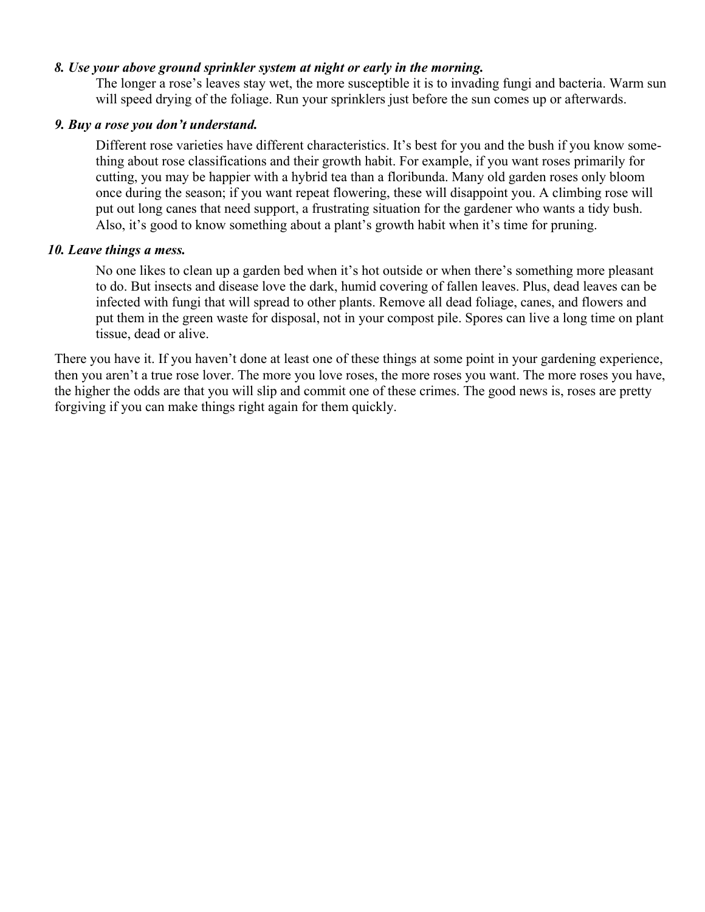***8. Use your above ground sprinkler system at night or early in the morning.***

The longer a rose's leaves stay wet, the more susceptible it is to invading fungi and bacteria. Warm sun will speed drying of the foliage. Run your sprinklers just before the sun comes up or afterwards.

***9. Buy a rose you don't understand.***

Different rose varieties have different characteristics. It's best for you and the bush if you know something about rose classifications and their growth habit. For example, if you want roses primarily for cutting, you may be happier with a hybrid tea than a floribunda. Many old garden roses only bloom once during the season; if you want repeat flowering, these will disappoint you. A climbing rose will put out long canes that need support, a frustrating situation for the gardener who wants a tidy bush. Also, it's good to know something about a plant's growth habit when it's time for pruning.

***10. Leave things a mess.***

No one likes to clean up a garden bed when it's hot outside or when there's something more pleasant to do. But insects and disease love the dark, humid covering of fallen leaves. Plus, dead leaves can be infected with fungi that will spread to other plants. Remove all dead foliage, canes, and flowers and put them in the green waste for disposal, not in your compost pile. Spores can live a long time on plant tissue, dead or alive.

There you have it. If you haven't done at least one of these things at some point in your gardening experience, then you aren't a true rose lover. The more you love roses, the more roses you want. The more roses you have, the higher the odds are that you will slip and commit one of these crimes. The good news is, roses are pretty forgiving if you can make things right again for them quickly.